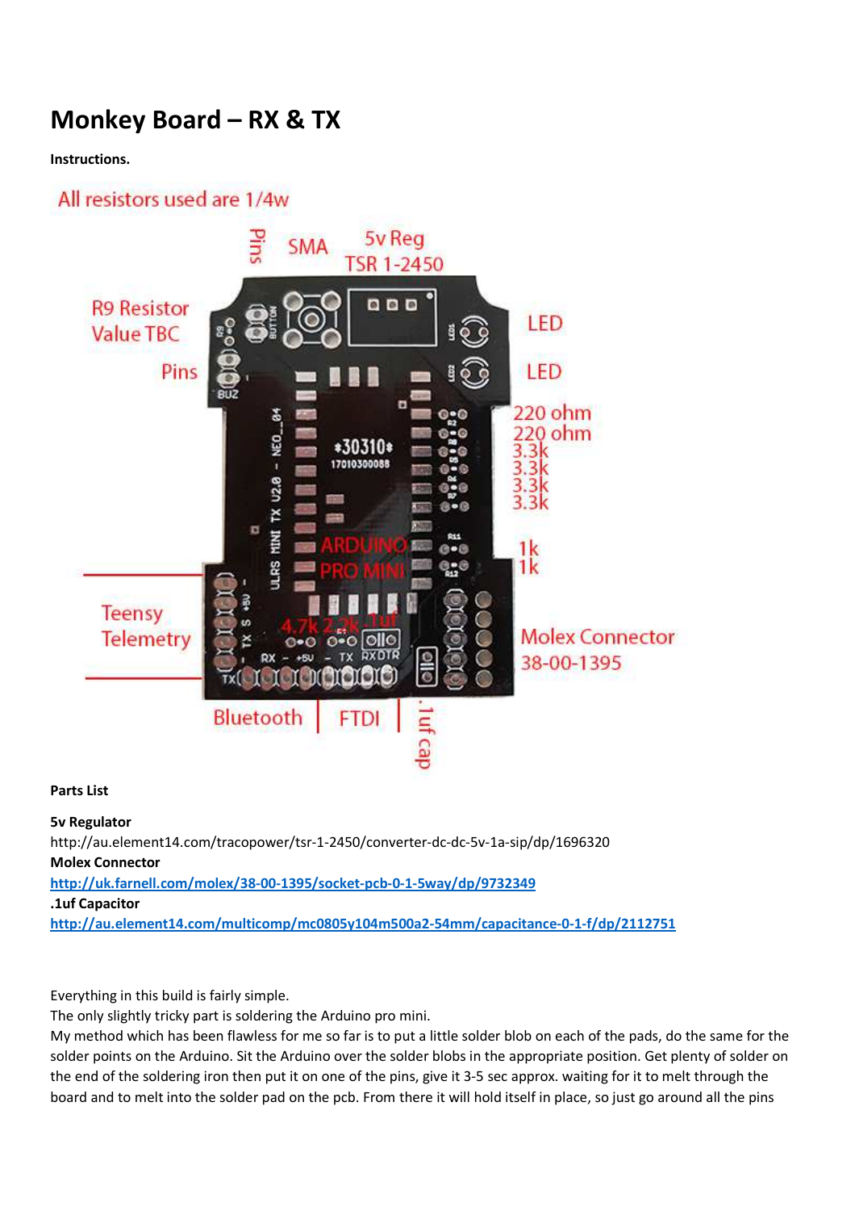# Monkey Board – RX & TX

**Instructions.**

All resistors used are 1/4w

**Parts List**

**5v Regulator**
http://au.element14.com/tracopower/tsr-1-2450/converter-dc-dc-5v-1a-sip/dp/1696320
**Molex Connector**
http://uk.farnell.com/molex/38-00-1395/socket-pcb-0-1-5way/dp/9732349
**.1uf Capacitor**
http://au.element14.com/multicomp/mc0805y104m500a2-54mm/capacitance-0-1-f/dp/2112751

Everything in this build is fairly simple.
The only slightly tricky part is soldering the Arduino pro mini.
My method which has been flawless for me so far is to put a little solder blob on each of the pads, do the same for the solder points on the Arduino. Sit the Arduino over the solder blobs in the appropriate position. Get plenty of solder on the end of the soldering iron then put it on one of the pins, give it 3-5 sec approx. waiting for it to melt through the board and to melt into the solder pad on the pcb. From there it will hold itself in place, so just go around all the pins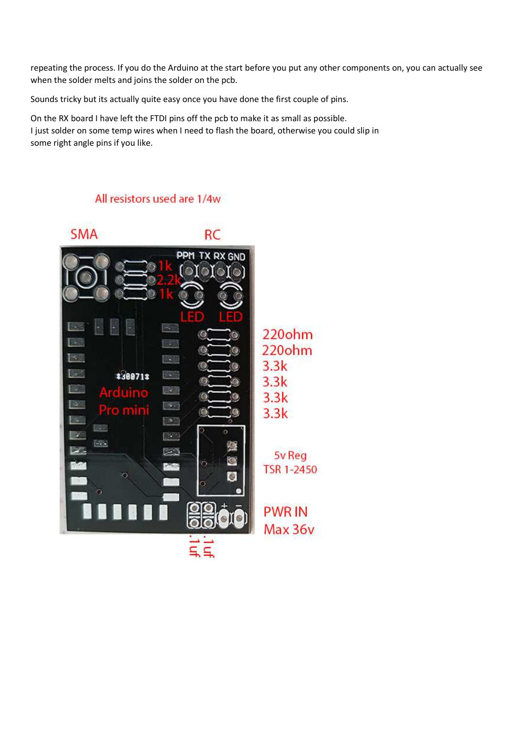repeating the process. If you do the Arduino at the start before you put any other components on, you can actually see when the solder melts and joins the solder on the pcb.

Sounds tricky but its actually quite easy once you have done the first couple of pins.

On the RX board I have left the FTDI pins off the pcb to make it as small as possible.
I just solder on some temp wires when I need to flash the board, otherwise you could slip in some right angle pins if you like.

All resistors used are 1/4w

SMA

RC

PPM TX RX GND

1k

2.2k

1k

LED

LED

Arduino

Pro mini

220ohm

220ohm

3.3k

3.3k

3.3k

3.3k

5v Reg

TSR 1-2450

PWR IN

Max 36v

.1uf

.1uf